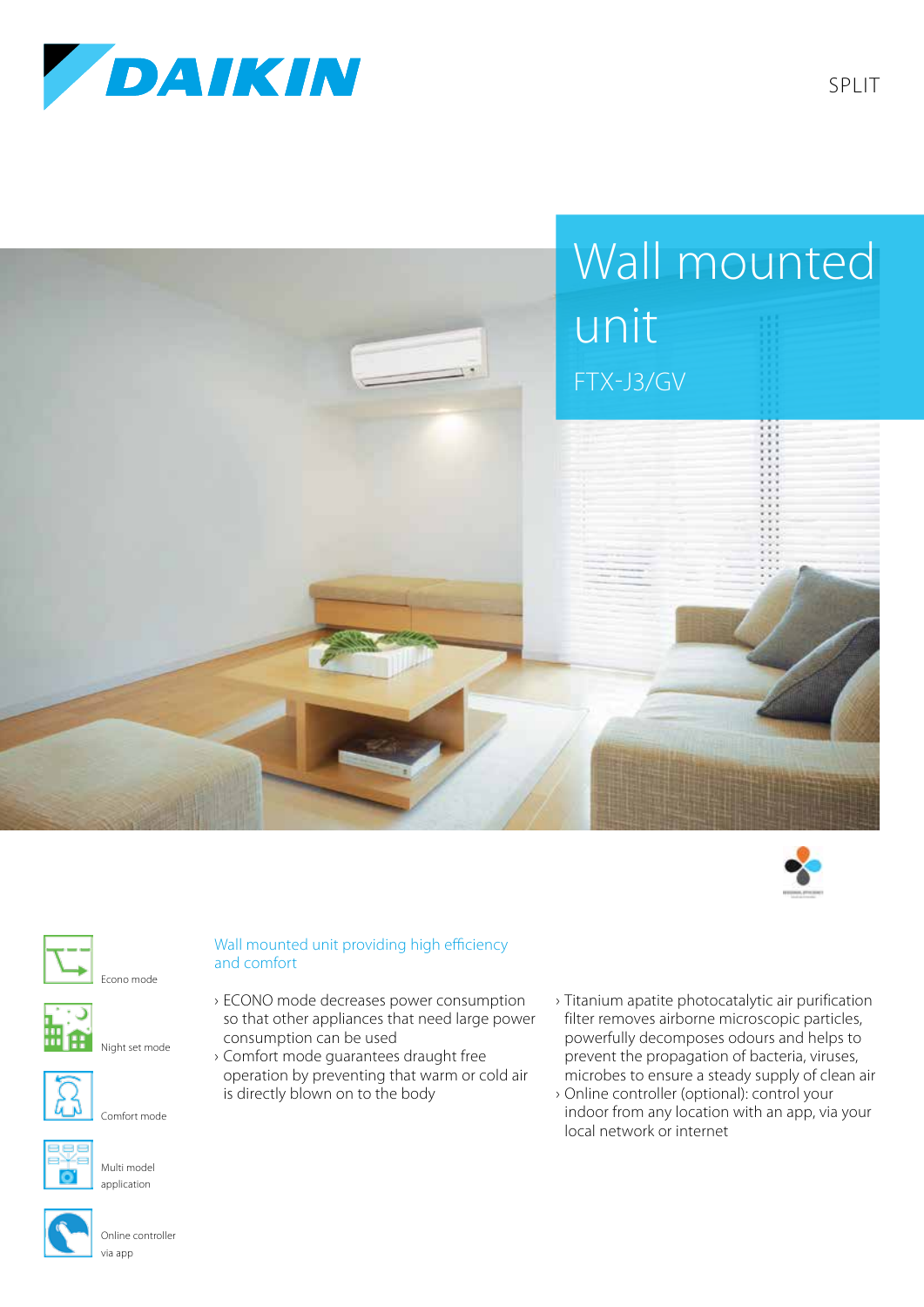DAIKIN

SPLIT

# Wall mounted unit

FTX-J3/GV

Econo mode

Night set mode

Comfort mode

Multi model application

Online controller via app

## Wall mounted unit providing high efficiency and comfort

- ECONO mode decreases power consumption so that other appliances that need large power consumption can be used
- Comfort mode guarantees draught free operation by preventing that warm or cold air is directly blown on to the body
- Titanium apatite photocatalytic air purification filter removes airborne microscopic particles, powerfully decomposes odours and helps to prevent the propagation of bacteria, viruses, microbes to ensure a steady supply of clean air
- Online controller (optional): control your indoor from any location with an app, via your local network or internet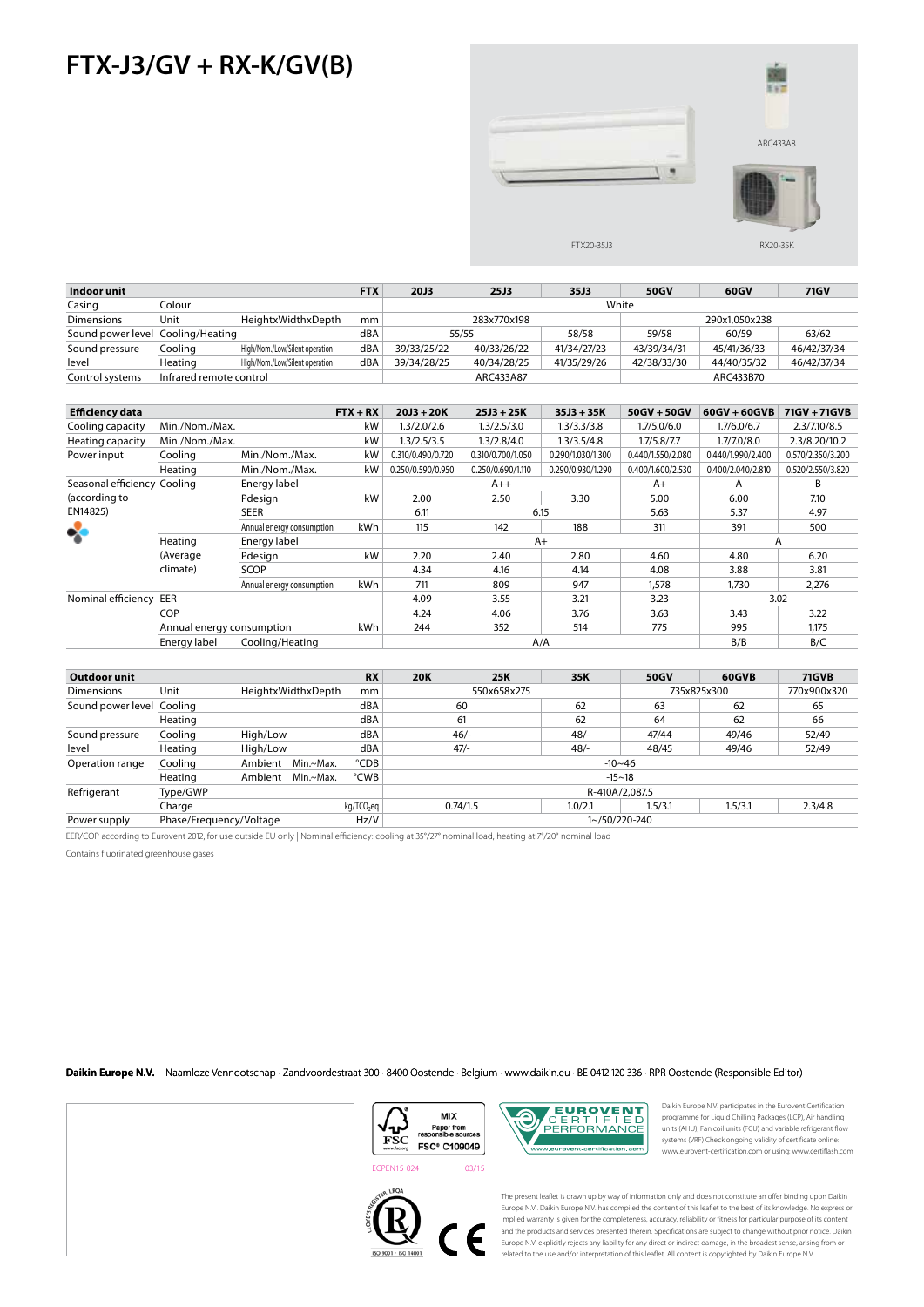# FTX-J3/GV + RX-K/GV(B)

ARC433A8

FTX20-35J3

RX20-35K

| Indoor unit | | | FTX | 20J3 | 25J3 | 35J3 | 50GV | 60GV | 71GV |
|---|---|---|---|---|---|---|---|---|---|
| Casing | Colour | | | White | | | | | |
| Dimensions | Unit | HeightxWidthxDepth | mm | 283x770x198 | | | 290x1,050x238 | | |
| Sound power level | Cooling/Heating | | dBA | 55/55 | | 58/58 | 59/58 | 60/59 | 63/62 |
| Sound pressure level | Cooling | High/Nom./Low/Silent operation | dBA | 39/33/25/22 | 40/33/26/22 | 41/34/27/23 | 43/39/34/31 | 45/41/36/33 | 46/42/37/34 |
| | Heating | High/Nom./Low/Silent operation | dBA | 39/34/28/25 | 40/34/28/25 | 41/35/29/26 | 42/38/33/30 | 44/40/35/32 | 46/42/37/34 |
| Control systems | Infrared remote control | | | ARC433A87 | | | ARC433B70 | | |

| Efficiency data | | | FTX + RX | 20J3 + 20K | 25J3 + 25K | 35J3 + 35K | 50GV + 50GV | 60GV + 60GVB | 71GV + 71GVB |
|---|---|---|---|---|---|---|---|---|---|
| Cooling capacity | Min./Nom./Max. | | kW | 1.3/2.0/2.6 | 1.3/2.5/3.0 | 1.3/3.3/3.8 | 1.7/5.0/6.0 | 1.7/6.0/6.7 | 2.3/7.10/8.5 |
| Heating capacity | Min./Nom./Max. | | kW | 1.3/2.5/3.5 | 1.3/2.8/4.0 | 1.3/3.5/4.8 | 1.7/5.8/7.7 | 1.7/7.0/8.0 | 2.3/8.20/10.2 |
| Power input | Cooling | Min./Nom./Max. | kW | 0.310/0.490/0.720 | 0.310/0.700/1.050 | 0.290/1.030/1.300 | 0.440/1.550/2.080 | 0.440/1.990/2.400 | 0.570/2.350/3.200 |
| | Heating | Min./Nom./Max. | kW | 0.250/0.590/0.950 | 0.250/0.690/1.110 | 0.290/0.930/1.290 | 0.400/1.600/2.530 | 0.400/2.040/2.810 | 0.520/2.550/3.820 |
| Seasonal efficiency (according to EN14825) | Cooling | Energy label | | A++ | | | A+ | A | B |
| | | Pdesign | kW | 2.00 | 2.50 | 3.30 | 5.00 | 6.00 | 7.10 |
| | | SEER | | 6.11 | 6.15 | | 5.63 | 5.37 | 4.97 |
| | | Annual energy consumption | kWh | 115 | 142 | 188 | 311 | 391 | 500 |
| | Heating (Average climate) | Energy label | | A+ | | | | A | |
| | | Pdesign | kW | 2.20 | 2.40 | 2.80 | 4.60 | 4.80 | 6.20 |
| | | SCOP | | 4.34 | 4.16 | 4.14 | 4.08 | 3.88 | 3.81 |
| | | Annual energy consumption | kWh | 711 | 809 | 947 | 1,578 | 1,730 | 2,276 |
| Nominal efficiency | EER | | | 4.09 | 3.55 | 3.21 | 3.23 | 3.02 | |
| | COP | | | 4.24 | 4.06 | 3.76 | 3.63 | 3.43 | 3.22 |
| | Annual energy consumption | | kWh | 244 | 352 | 514 | 775 | 995 | 1,175 |
| | Energy label | Cooling/Heating | | A/A | | | | B/B | B/C |

| Outdoor unit | | | RX | 20K | 25K | 35K | 50GV | 60GVB | 71GVB |
|---|---|---|---|---|---|---|---|---|---|
| Dimensions | Unit | HeightxWidthxDepth | mm | 550x658x275 | | | 735x825x300 | | 770x900x320 |
| Sound power level | Cooling | | dBA | 60 | | 62 | 63 | 62 | 65 |
| | Heating | | dBA | 61 | | 62 | 64 | 62 | 66 |
| Sound pressure level | Cooling | High/Low | dBA | 46/- | | 48/- | 47/44 | 49/46 | 52/49 |
| | Heating | High/Low | dBA | 47/- | | 48/- | 48/45 | 49/46 | 52/49 |
| Operation range | Cooling | Ambient Min.~Max. | °CDB | -10~46 | | | | | |
| | Heating | Ambient Min.~Max. | °CWB | -15~18 | | | | | |
| Refrigerant | Type/GWP | | | R-410A/2,087.5 | | | | | |
| | Charge | | kg/$TCO_2$eq | 0.74/1.5 | | 1.0/2.1 | 1.5/3.1 | 1.5/3.1 | 2.3/4.8 |
| Power supply | Phase/Frequency/Voltage | | Hz/V | 1~/50/220-240 | | | | | |

EER/COP according to Eurovent 2012, for use outside EU only | Nominal efficiency: cooling at 35°/27° nominal load, heating at 7°/20° nominal load

Contains fluorinated greenhouse gases

**Daikin Europe N.V.** Naamloze Vennootschap · Zandvoordestraat 300 · 8400 Oostende · Belgium · www.daikin.eu · BE 0412 120 336 · RPR Oostende (Responsible Editor)

MIX Paper from responsible sources FSC® C109049

EUROVENT CERTIFIED PERFORMANCE www.eurovent-certification.com

Daikin Europe N.V. participates in the Eurovent Certification programme for Liquid Chilling Packages (LCP), Air handling units (AHU), Fan coil units (FCU) and variable refrigerant flow systems (VRF) Check ongoing validity of certificate online: www.eurovent-certification.com or using: www.certiflash.com

ECPEN15-024 03/15

ISO 9001 · ISO 14001

The present leaflet is drawn up by way of information only and does not constitute an offer binding upon Daikin Europe N.V.. Daikin Europe N.V. has compiled the content of this leaflet to the best of its knowledge. No express or implied warranty is given for the completeness, accuracy, reliability or fitness for particular purpose of its content and the products and services presented therein. Specifications are subject to change without prior notice. Daikin Europe N.V. explicitly rejects any liability for any direct or indirect damage, in the broadest sense, arising from or related to the use and/or interpretation of this leaflet. All content is copyrighted by Daikin Europe N.V.